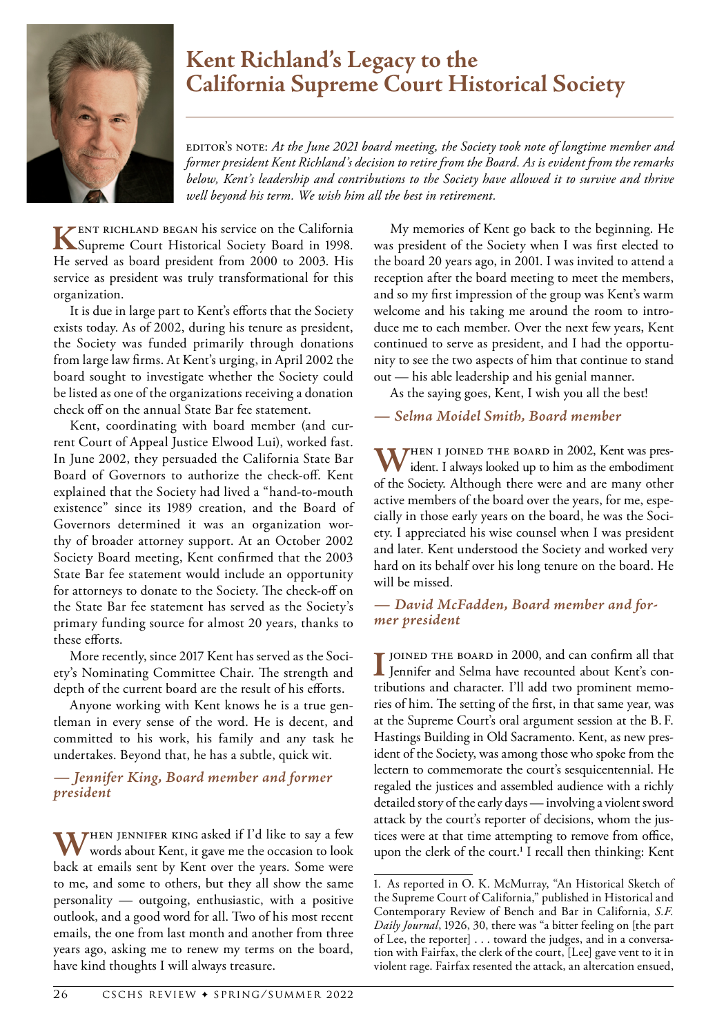# Kent Richland's Legacy to the California Supreme Court Historical Society

EDITOR'S NOTE: *At the June 2021 board meeting, the Society took note of longtime member and former president Kent Richland's decision to retire from the Board. As is evident from the remarks below, Kent's leadership and contributions to the Society have allowed it to survive and thrive well beyond his term. We wish him all the best in retirement.*

KENT RICHLAND BEGAN his service on the California Supreme Court Historical Society Board in 1998. He served as board president from 2000 to 2003. His service as president was truly transformational for this organization.

It is due in large part to Kent's efforts that the Society exists today. As of 2002, during his tenure as president, the Society was funded primarily through donations from large law firms. At Kent's urging, in April 2002 the board sought to investigate whether the Society could be listed as one of the organizations receiving a donation check off on the annual State Bar fee statement.

Kent, coordinating with board member (and current Court of Appeal Justice Elwood Lui), worked fast. In June 2002, they persuaded the California State Bar Board of Governors to authorize the check-off. Kent explained that the Society had lived a "hand-to-mouth existence" since its 1989 creation, and the Board of Governors determined it was an organization worthy of broader attorney support. At an October 2002 Society Board meeting, Kent confirmed that the 2003 State Bar fee statement would include an opportunity for attorneys to donate to the Society. The check-off on the State Bar fee statement has served as the Society's primary funding source for almost 20 years, thanks to these efforts.

More recently, since 2017 Kent has served as the Society's Nominating Committee Chair. The strength and depth of the current board are the result of his efforts.

Anyone working with Kent knows he is a true gentleman in every sense of the word. He is decent, and committed to his work, his family and any task he undertakes. Beyond that, he has a subtle, quick wit.

***— Jennifer King, Board member and former president***

WHEN JENNIFER KING asked if I'd like to say a few words about Kent, it gave me the occasion to look back at emails sent by Kent over the years. Some were to me, and some to others, but they all show the same personality — outgoing, enthusiastic, with a positive outlook, and a good word for all. Two of his most recent emails, the one from last month and another from three years ago, asking me to renew my terms on the board, have kind thoughts I will always treasure.

My memories of Kent go back to the beginning. He was president of the Society when I was first elected to the board 20 years ago, in 2001. I was invited to attend a reception after the board meeting to meet the members, and so my first impression of the group was Kent's warm welcome and his taking me around the room to introduce me to each member. Over the next few years, Kent continued to serve as president, and I had the opportunity to see the two aspects of him that continue to stand out — his able leadership and his genial manner.

As the saying goes, Kent, I wish you all the best!

***— Selma Moidel Smith, Board member***

WHEN I JOINED THE BOARD in 2002, Kent was president. I always looked up to him as the embodiment of the Society. Although there were and are many other active members of the board over the years, for me, especially in those early years on the board, he was the Society. I appreciated his wise counsel when I was president and later. Kent understood the Society and worked very hard on its behalf over his long tenure on the board. He will be missed.

***— David McFadden, Board member and former president***

I JOINED THE BOARD in 2000, and can confirm all that Jennifer and Selma have recounted about Kent's contributions and character. I'll add two prominent memories of him. The setting of the first, in that same year, was at the Supreme Court's oral argument session at the B. F. Hastings Building in Old Sacramento. Kent, as new president of the Society, was among those who spoke from the lectern to commemorate the court's sesquicentennial. He regaled the justices and assembled audience with a richly detailed story of the early days — involving a violent sword attack by the court's reporter of decisions, whom the justices were at that time attempting to remove from office, upon the clerk of the court.[1] I recall then thinking: Kent

1. As reported in O. K. McMurray, "An Historical Sketch of the Supreme Court of California," published in Historical and Contemporary Review of Bench and Bar in California, *S.F. Daily Journal*, 1926, 30, there was "a bitter feeling on [the part of Lee, the reporter] . . . toward the judges, and in a conversation with Fairfax, the clerk of the court, [Lee] gave vent to it in violent rage. Fairfax resented the attack, an altercation ensued,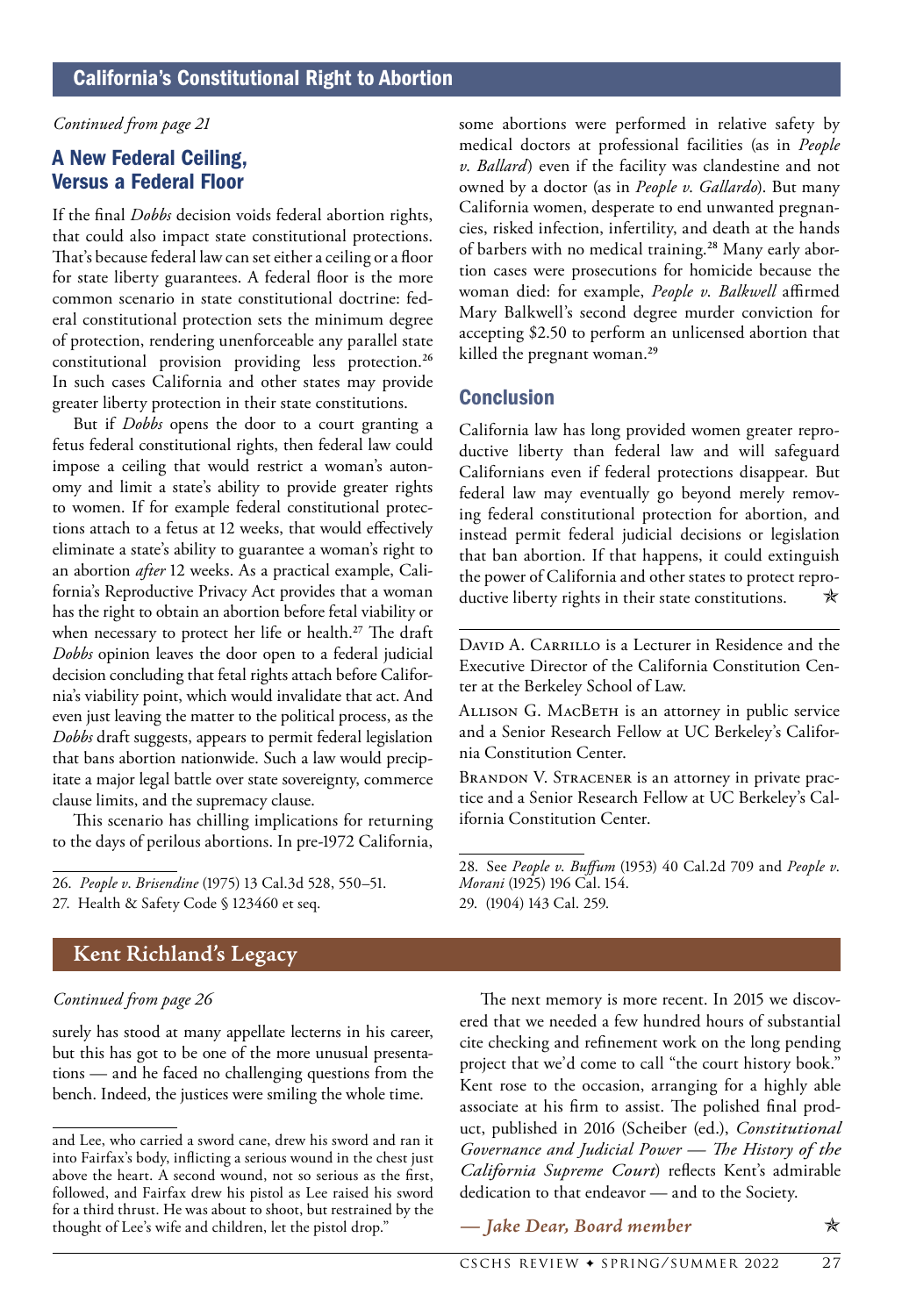## California's Constitutional Right to Abortion

*Continued from page 21*

### A New Federal Ceiling, Versus a Federal Floor

If the final *Dobbs* decision voids federal abortion rights, that could also impact state constitutional protections. That's because federal law can set either a ceiling or a floor for state liberty guarantees. A federal floor is the more common scenario in state constitutional doctrine: federal constitutional protection sets the minimum degree of protection, rendering unenforceable any parallel state constitutional provision providing less protection.[26] In such cases California and other states may provide greater liberty protection in their state constitutions.

But if *Dobbs* opens the door to a court granting a fetus federal constitutional rights, then federal law could impose a ceiling that would restrict a woman's autonomy and limit a state's ability to provide greater rights to women. If for example federal constitutional protections attach to a fetus at 12 weeks, that would effectively eliminate a state's ability to guarantee a woman's right to an abortion *after* 12 weeks. As a practical example, California's Reproductive Privacy Act provides that a woman has the right to obtain an abortion before fetal viability or when necessary to protect her life or health.[27] The draft *Dobbs* opinion leaves the door open to a federal judicial decision concluding that fetal rights attach before California's viability point, which would invalidate that act. And even just leaving the matter to the political process, as the *Dobbs* draft suggests, appears to permit federal legislation that bans abortion nationwide. Such a law would precipitate a major legal battle over state sovereignty, commerce clause limits, and the supremacy clause.

This scenario has chilling implications for returning to the days of perilous abortions. In pre-1972 California, some abortions were performed in relative safety by medical doctors at professional facilities (as in *People v. Ballard*) even if the facility was clandestine and not owned by a doctor (as in *People v. Gallardo*). But many California women, desperate to end unwanted pregnancies, risked infection, infertility, and death at the hands of barbers with no medical training.[28] Many early abortion cases were prosecutions for homicide because the woman died: for example, *People v. Balkwell* affirmed Mary Balkwell's second degree murder conviction for accepting $2.50 to perform an unlicensed abortion that killed the pregnant woman.[29]

### Conclusion

California law has long provided women greater reproductive liberty than federal law and will safeguard Californians even if federal protections disappear. But federal law may eventually go beyond merely removing federal constitutional protection for abortion, and instead permit federal judicial decisions or legislation that ban abortion. If that happens, it could extinguish the power of California and other states to protect reproductive liberty rights in their state constitutions. ✯

David A. Carrillo is a Lecturer in Residence and the Executive Director of the California Constitution Center at the Berkeley School of Law.

Allison G. MacBeth is an attorney in public service and a Senior Research Fellow at UC Berkeley's California Constitution Center.

Brandon V. Stracener is an attorney in private practice and a Senior Research Fellow at UC Berkeley's California Constitution Center.

26. *People v. Brisendine* (1975) 13 Cal.3d 528, 550–51.

27. Health & Safety Code § 123460 et seq.

28. See *People v. Buffum* (1953) 40 Cal.2d 709 and *People v. Morani* (1925) 196 Cal. 154.

29. (1904) 143 Cal. 259.

## Kent Richland's Legacy

*Continued from page 26*

surely has stood at many appellate lecterns in his career, but this has got to be one of the more unusual presentations — and he faced no challenging questions from the bench. Indeed, the justices were smiling the whole time.

The next memory is more recent. In 2015 we discovered that we needed a few hundred hours of substantial cite checking and refinement work on the long pending project that we'd come to call "the court history book." Kent rose to the occasion, arranging for a highly able associate at his firm to assist. The polished final product, published in 2016 (Scheiber (ed.), *Constitutional Governance and Judicial Power — The History of the California Supreme Court*) reflects Kent's admirable dedication to that endeavor — and to the Society.

***— Jake Dear, Board member*** ✯

and Lee, who carried a sword cane, drew his sword and ran it into Fairfax's body, inflicting a serious wound in the chest just above the heart. A second wound, not so serious as the first, followed, and Fairfax drew his pistol as Lee raised his sword for a third thrust. He was about to shoot, but restrained by the thought of Lee's wife and children, let the pistol drop."